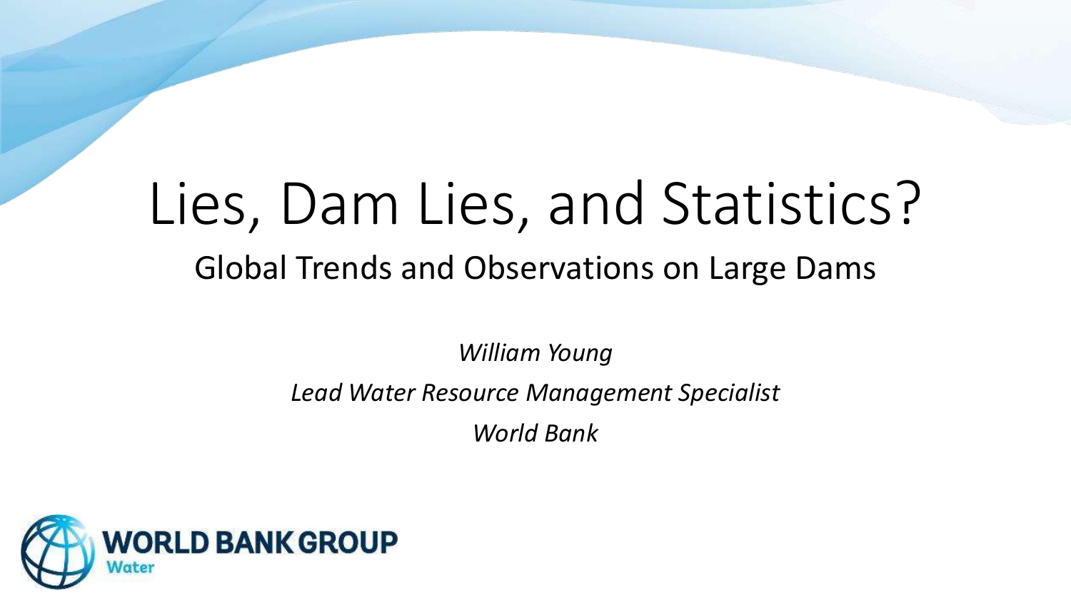# Lies, Dam Lies, and Statistics?

## Global Trends and Observations on Large Dams

*William Young*

*Lead Water Resource Management Specialist*

*World Bank*

WORLD BANK GROUP
Water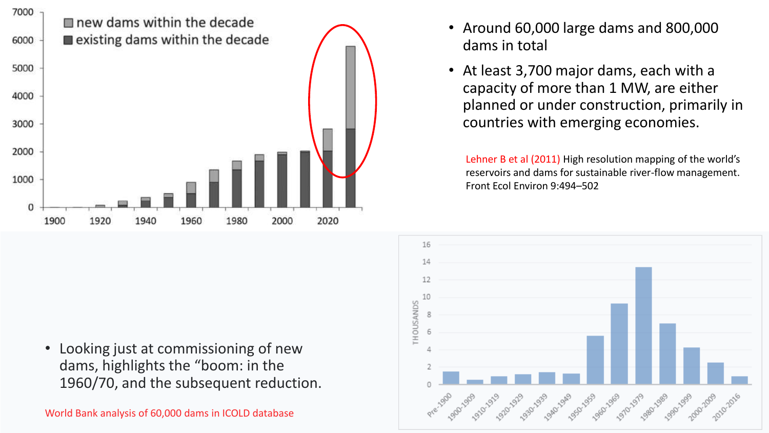- Around 60,000 large dams and 800,000 dams in total
- At least 3,700 major dams, each with a capacity of more than 1 MW, are either planned or under construction, primarily in countries with emerging economies.

Lehner B et al (2011) High resolution mapping of the world's reservoirs and dams for sustainable river-flow management. Front Ecol Environ 9:494–502

- Looking just at commissioning of new dams, highlights the "boom: in the 1960/70, and the subsequent reduction.

World Bank analysis of 60,000 dams in ICOLD database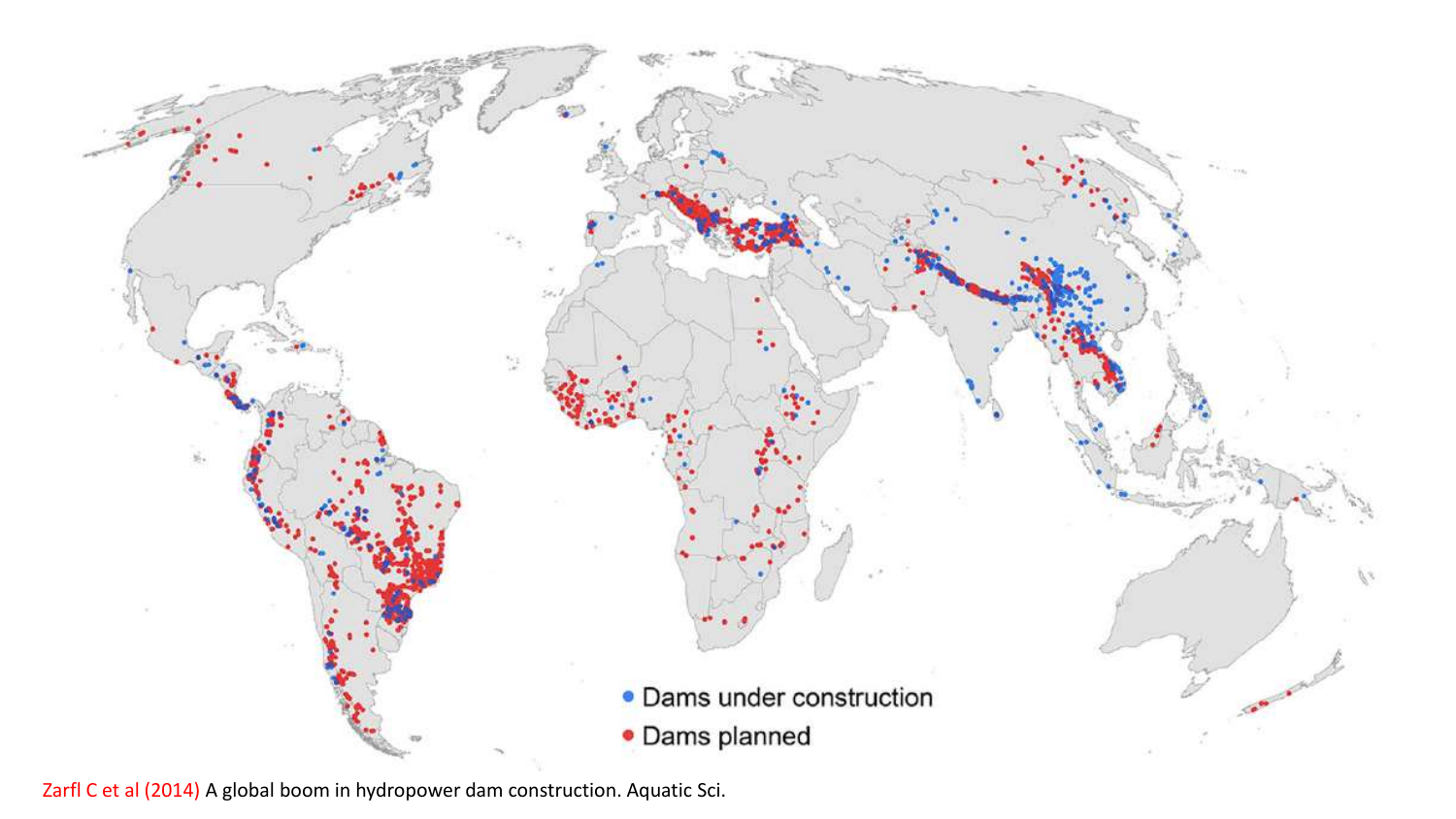- Dams under construction
- Dams planned

Zarfl C et al (2014) A global boom in hydropower dam construction. Aquatic Sci.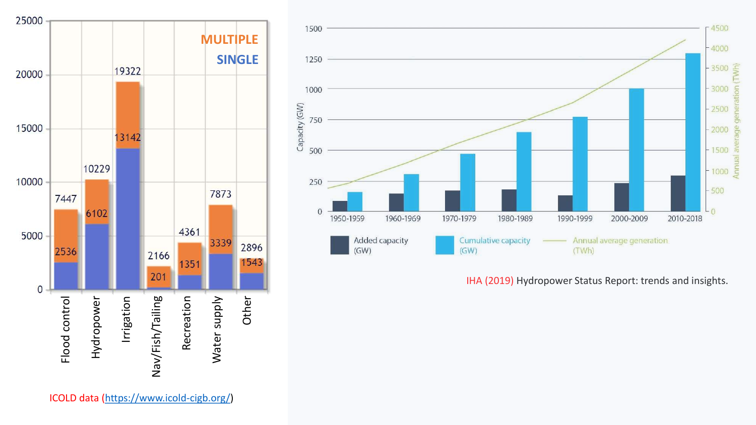| Purpose | Multiple | Single |
| --- | --- | --- |
| Flood control | 7447 | 2536 |
| Hydropower | 10229 | 6102 |
| Irrigation | 19322 | 13142 |
| Nav/Fish/Tailing | 2166 | 201 |
| Recreation | 4361 | 1351 |
| Water supply | 7873 | 3339 |
| Other | 2896 | 1543 |

ICOLD data (https://www.icold-cigb.org/)

Capacity (GW) and annual average generation (TWh), 1950-1959 to 2010-2018: Added capacity (GW), Cumulative capacity (GW), Annual average generation (TWh)

IHA (2019) Hydropower Status Report: trends and insights.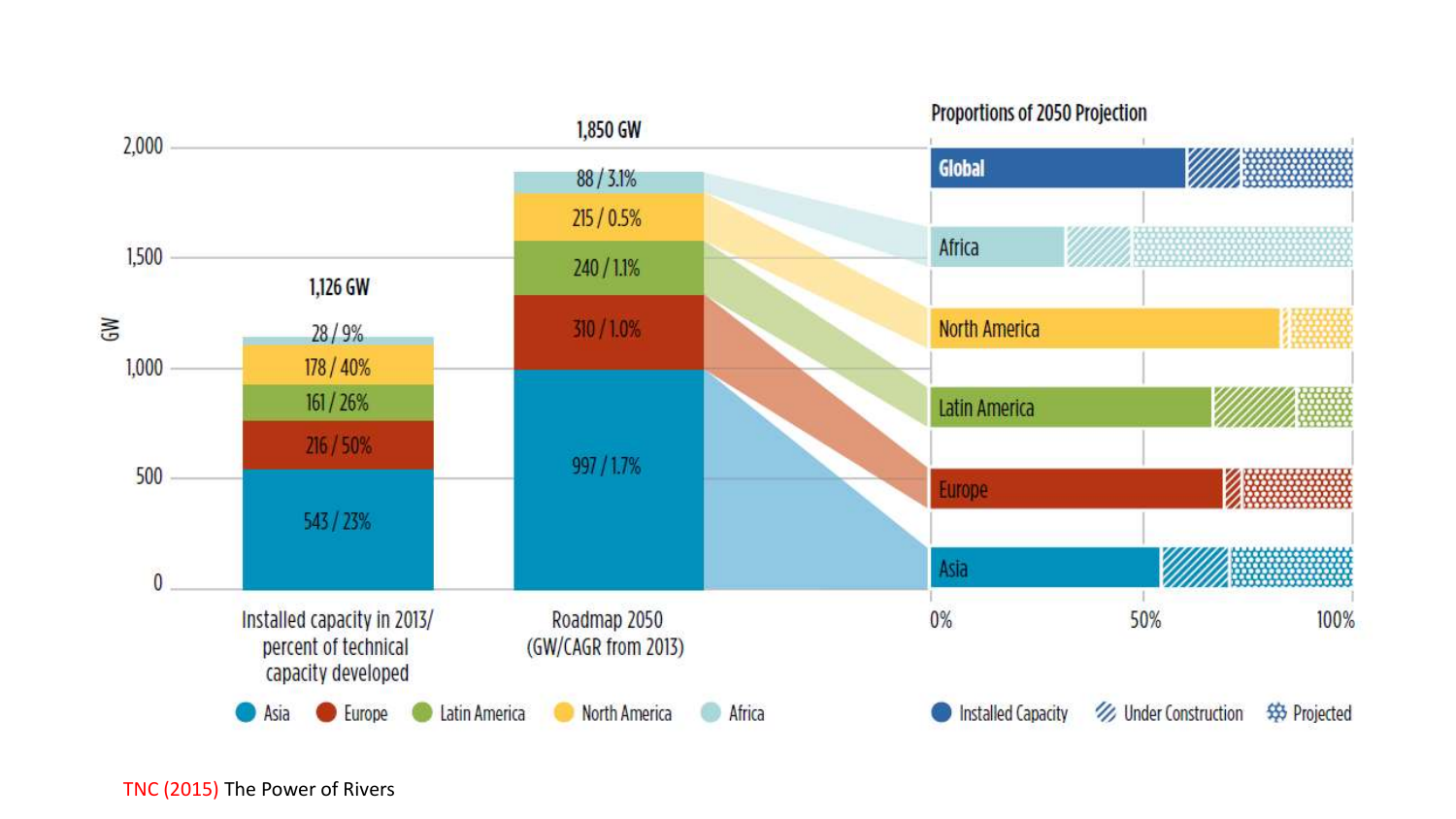Proportions of 2050 Projection

| Region | Installed capacity in 2013 (GW) / percent of technical capacity developed | Roadmap 2050 (GW/CAGR from 2013) |
|---|---|---|
| Africa | 28 / 9% | 88 / 3.1% |
| North America | 178 / 40% | 215 / 0.5% |
| Latin America | 161 / 26% | 240 / 1.1% |
| Europe | 216 / 50% | 310 / 1.0% |
| Asia | 543 / 23% | 997 / 1.7% |
| Total | 1,126 GW | 1,850 GW |

Legend: Asia, Europe, Latin America, North America, Africa; Installed Capacity, Under Construction, Projected

TNC (2015) The Power of Rivers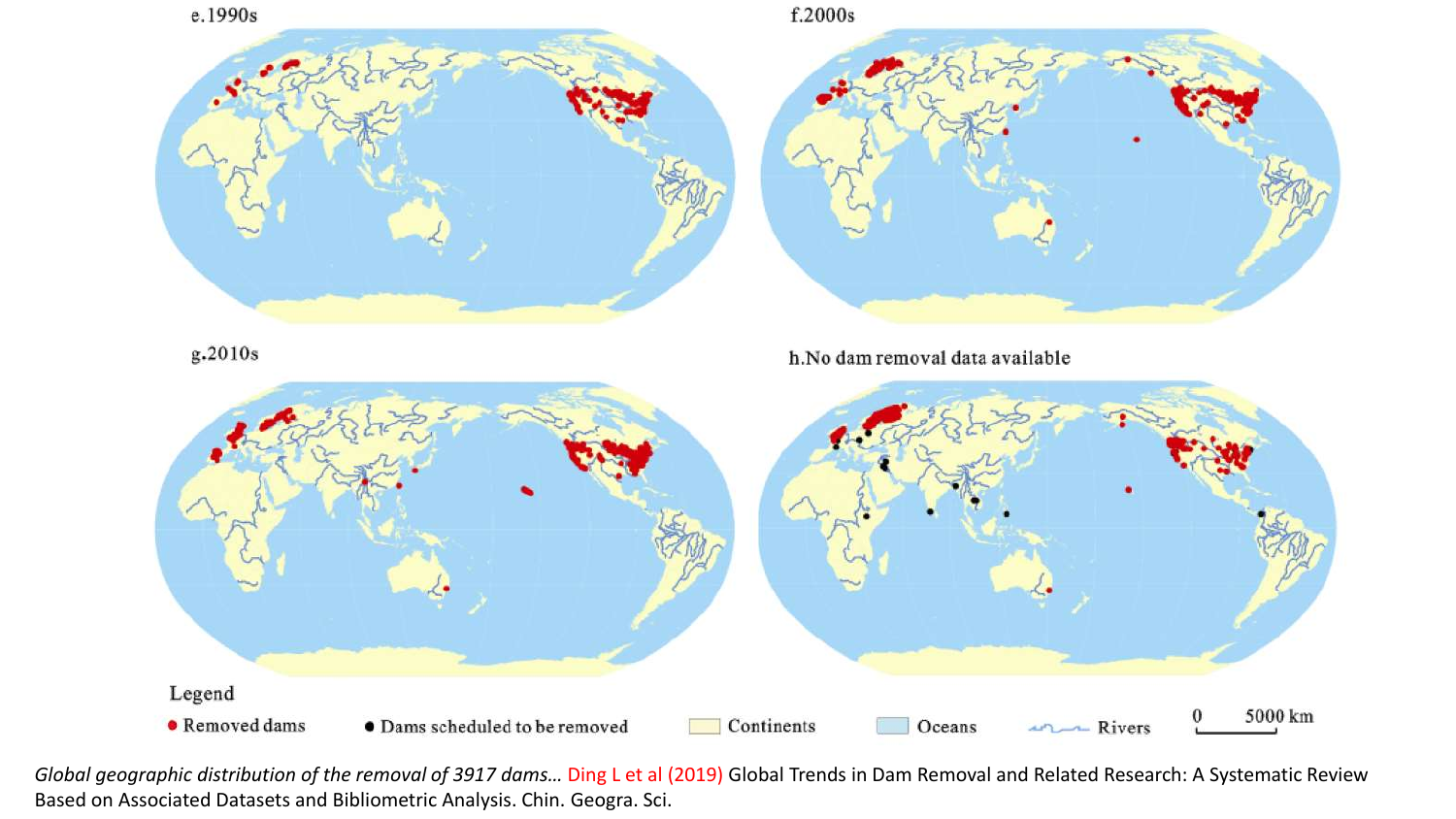e.1990s

f.2000s

g.2010s

h.No dam removal data available

Legend

● Removed dams ● Dams scheduled to be removed Continents Oceans Rivers 0 5000 km

*Global geographic distribution of the removal of 3917 dams…* Ding L et al (2019) Global Trends in Dam Removal and Related Research: A Systematic Review Based on Associated Datasets and Bibliometric Analysis. Chin. Geogra. Sci.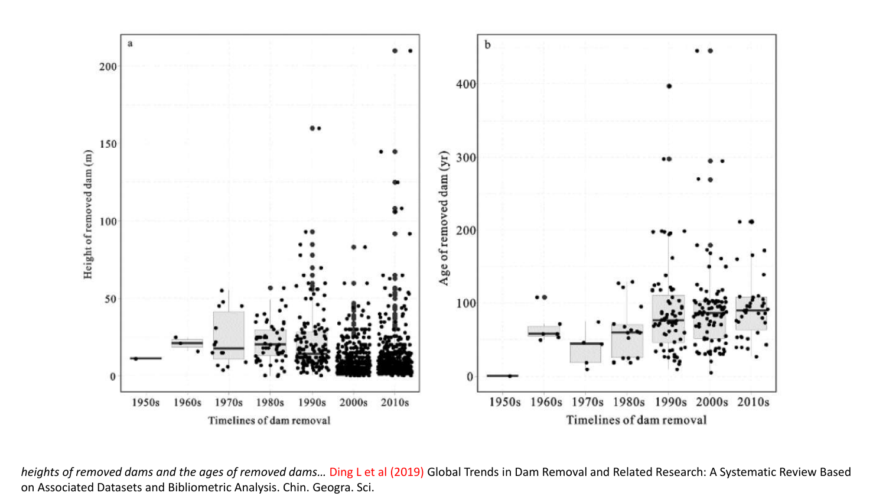*heights of removed dams and the ages of removed dams…* Ding L et al (2019) Global Trends in Dam Removal and Related Research: A Systematic Review Based on Associated Datasets and Bibliometric Analysis. Chin. Geogra. Sci.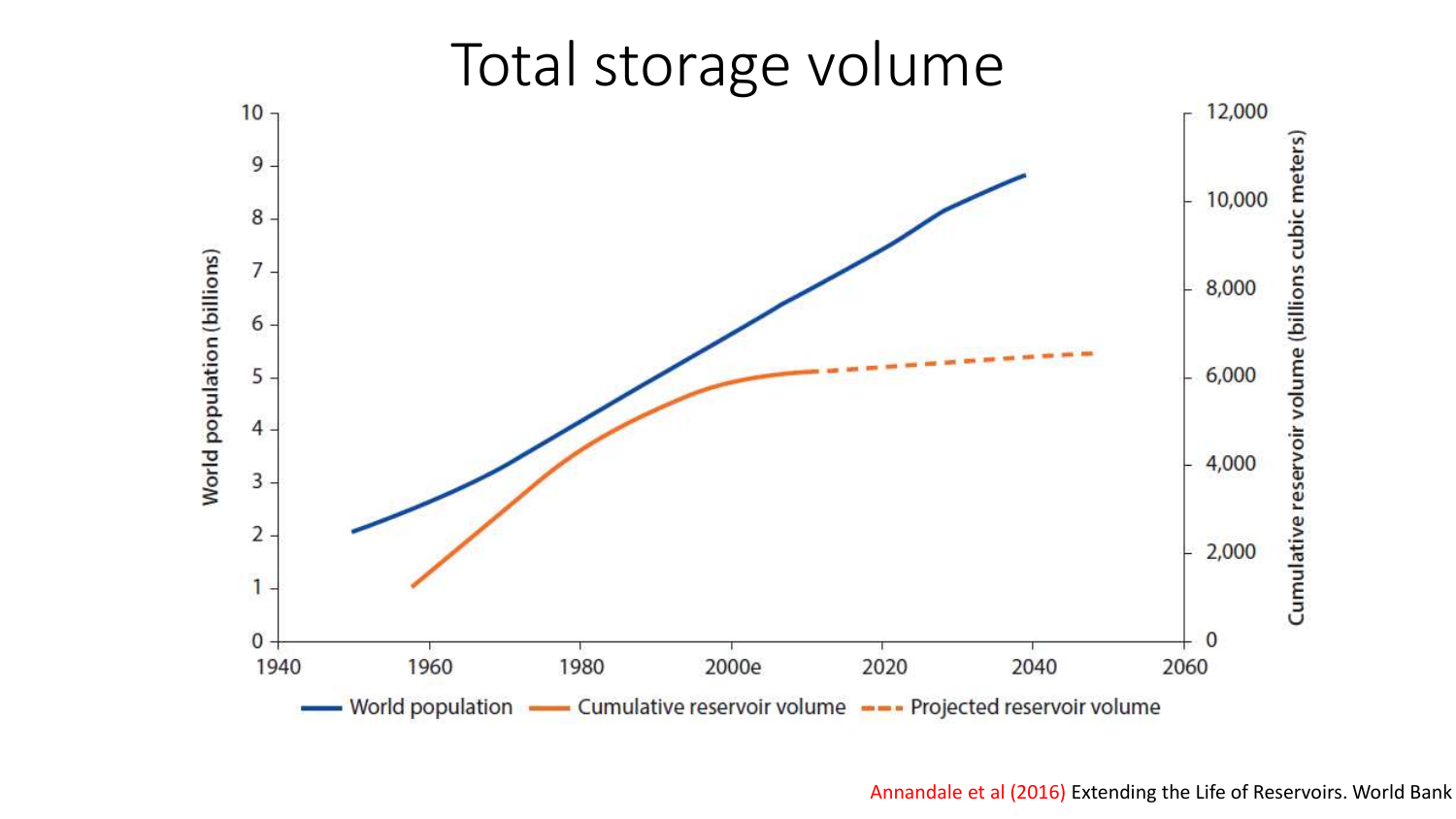# Total storage volume

World population (billions)

Cumulative reservoir volume (billions cubic meters)

World population — Cumulative reservoir volume — Projected reservoir volume

Annandale et al (2016) Extending the Life of Reservoirs. World Bank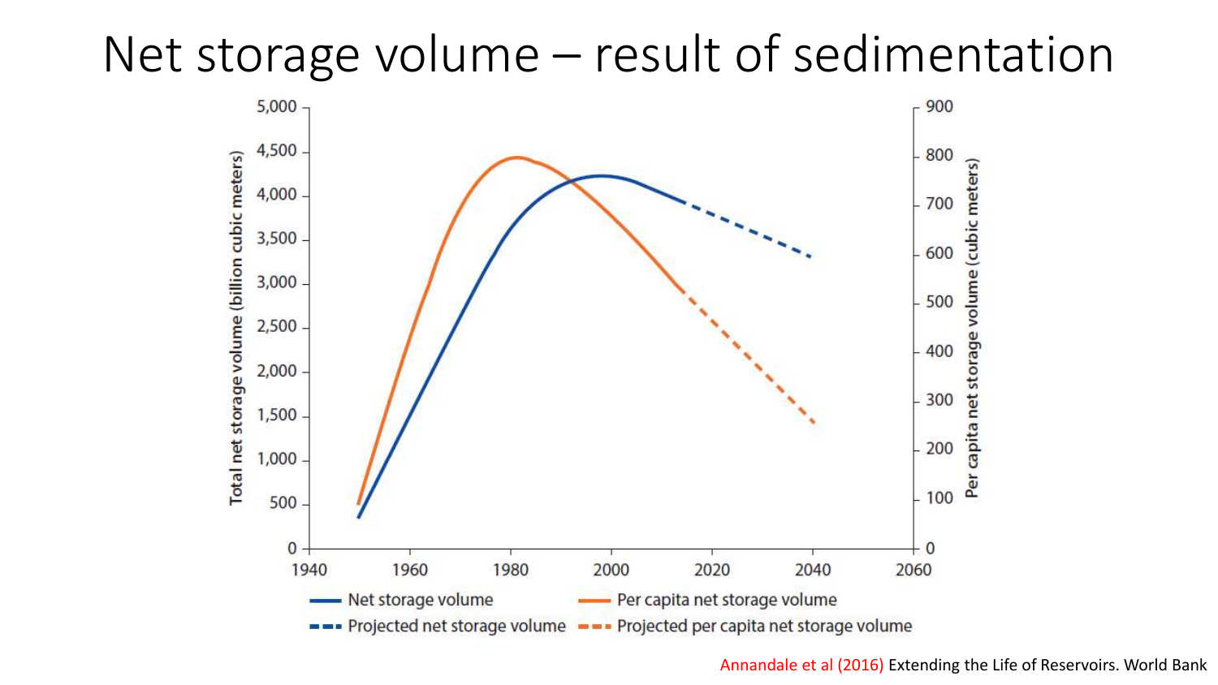# Net storage volume – result of sedimentation

Total net storage volume (billion cubic meters)

Per capita net storage volume (cubic meters)

- Net storage volume
- Per capita net storage volume
- Projected net storage volume
- Projected per capita net storage volume

Annandale et al (2016) Extending the Life of Reservoirs. World Bank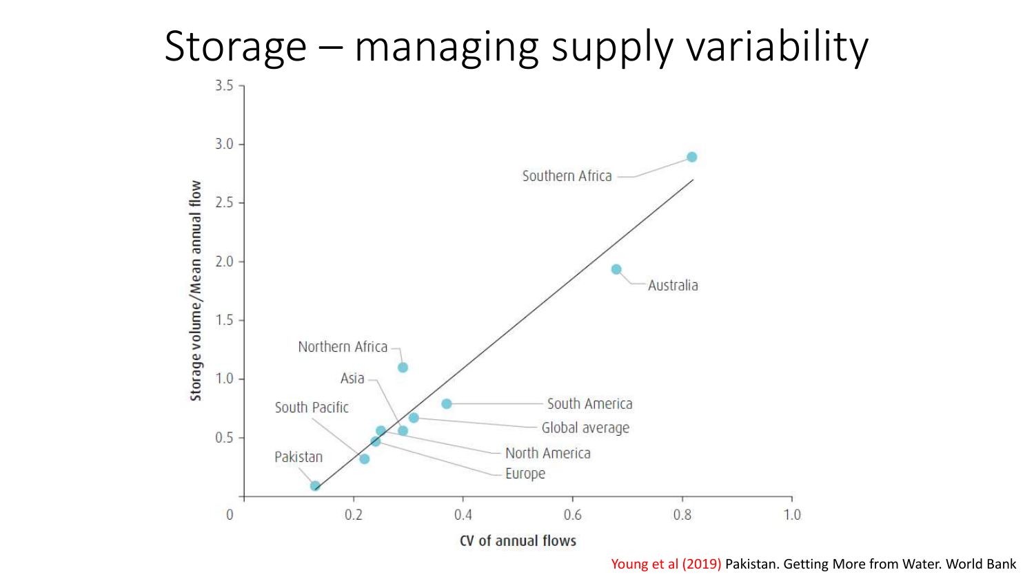# Storage – managing supply variability

Young et al (2019) Pakistan. Getting More from Water. World Bank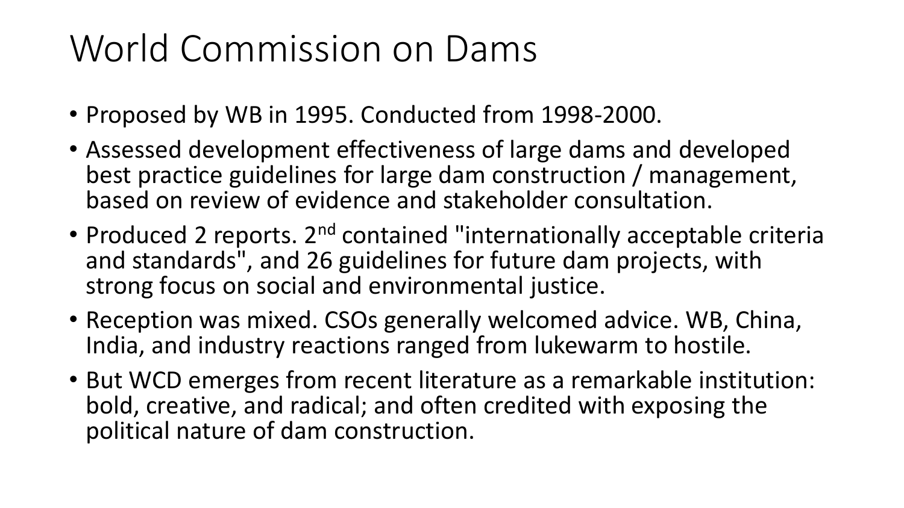# World Commission on Dams

- Proposed by WB in 1995. Conducted from 1998-2000.
- Assessed development effectiveness of large dams and developed best practice guidelines for large dam construction / management, based on review of evidence and stakeholder consultation.
- Produced 2 reports. 2nd contained "internationally acceptable criteria and standards", and 26 guidelines for future dam projects, with strong focus on social and environmental justice.
- Reception was mixed. CSOs generally welcomed advice. WB, China, India, and industry reactions ranged from lukewarm to hostile.
- But WCD emerges from recent literature as a remarkable institution: bold, creative, and radical; and often credited with exposing the political nature of dam construction.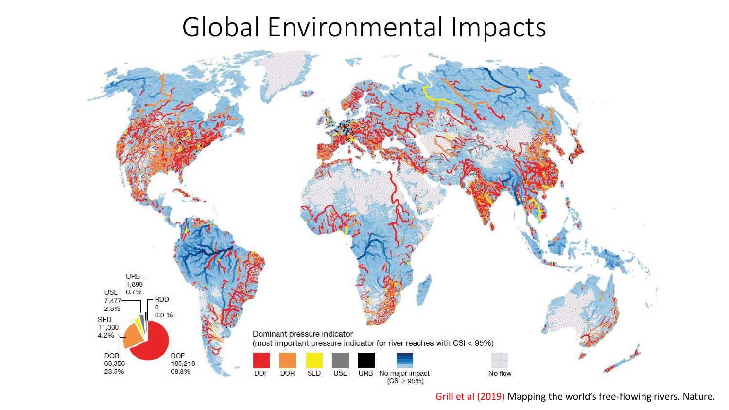# Global Environmental Impacts

URB 1,899 0.7%

USE 7,477 2.8%

RDD 0 0.0 %

SED 11,300 4.2%

DOR 63,356 23.5%

DOF 185,218 68.8%

Dominant pressure indicator
(most important pressure indicator for river reaches with CSI < 95%)

DOF | DOR | SED | USE | URB | No major impact (CSI ≥ 95%) | No flow

Grill et al (2019) Mapping the world's free-flowing rivers. Nature.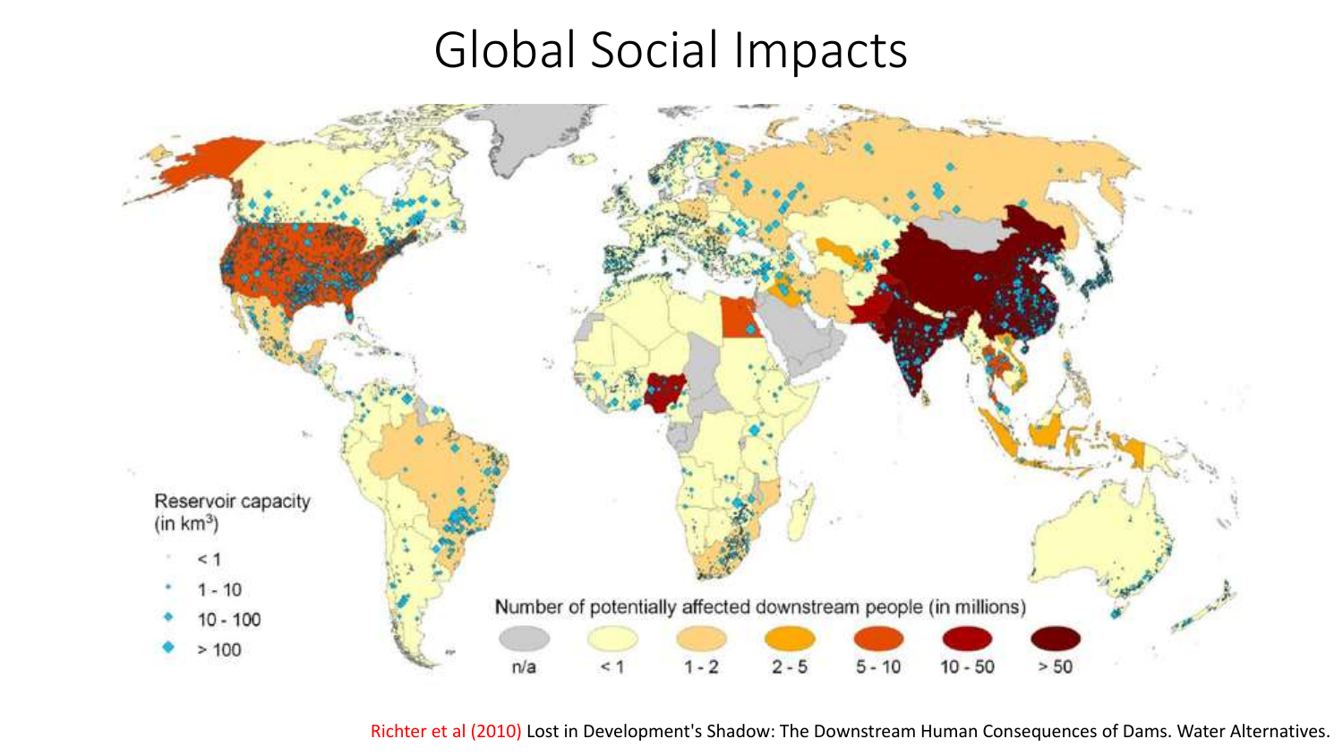# Global Social Impacts

Reservoir capacity (in km³)

- < 1
- 1 - 10
- 10 - 100
- > 100

Number of potentially affected downstream people (in millions)

n/a | < 1 | 1 - 2 | 2 - 5 | 5 - 10 | 10 - 50 | > 50

Richter et al (2010) Lost in Development's Shadow: The Downstream Human Consequences of Dams. Water Alternatives.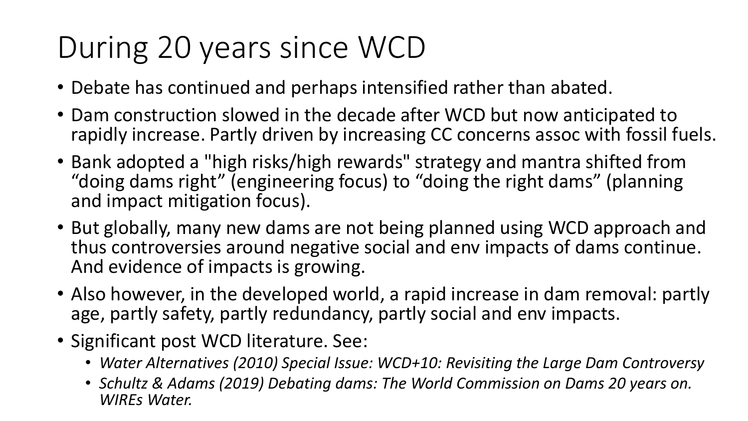# During 20 years since WCD

- Debate has continued and perhaps intensified rather than abated.
- Dam construction slowed in the decade after WCD but now anticipated to rapidly increase. Partly driven by increasing CC concerns assoc with fossil fuels.
- Bank adopted a "high risks/high rewards" strategy and mantra shifted from “doing dams right” (engineering focus) to “doing the right dams” (planning and impact mitigation focus).
- But globally, many new dams are not being planned using WCD approach and thus controversies around negative social and env impacts of dams continue. And evidence of impacts is growing.
- Also however, in the developed world, a rapid increase in dam removal: partly age, partly safety, partly redundancy, partly social and env impacts.
- Significant post WCD literature. See:
  - *Water Alternatives (2010) Special Issue: WCD+10: Revisiting the Large Dam Controversy*
  - *Schultz & Adams (2019) Debating dams: The World Commission on Dams 20 years on. WIREs Water.*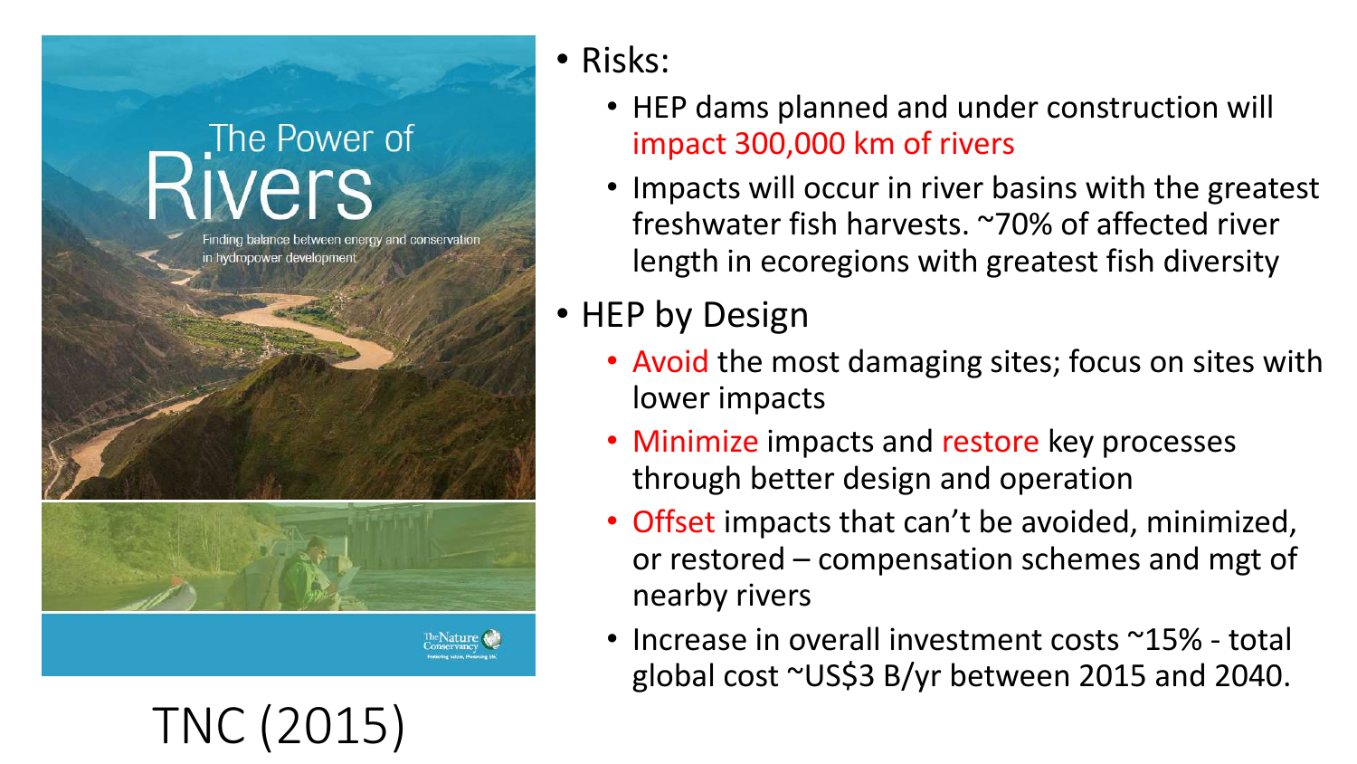TNC (2015)

- Risks:
  - HEP dams planned and under construction will impact 300,000 km of rivers
  - Impacts will occur in river basins with the greatest freshwater fish harvests. ~70% of affected river length in ecoregions with greatest fish diversity
- HEP by Design
  - Avoid the most damaging sites; focus on sites with lower impacts
  - Minimize impacts and restore key processes through better design and operation
  - Offset impacts that can't be avoided, minimized, or restored – compensation schemes and mgt of nearby rivers
  - Increase in overall investment costs ~15% - total global cost ~US$3 B/yr between 2015 and 2040.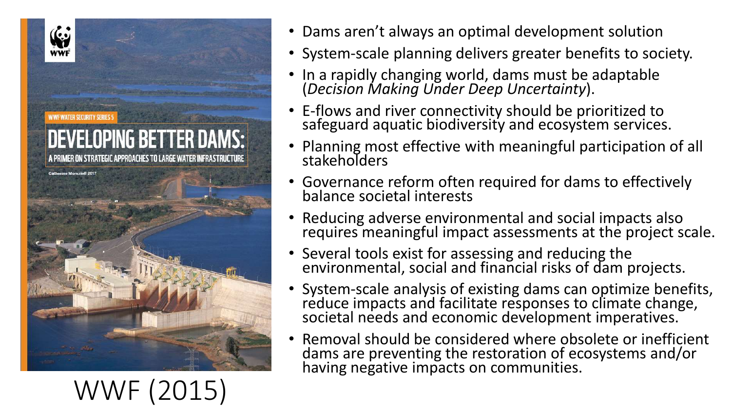WWF (2015)

- Dams aren't always an optimal development solution
- System-scale planning delivers greater benefits to society.
- In a rapidly changing world, dams must be adaptable (*Decision Making Under Deep Uncertainty*).
- E-flows and river connectivity should be prioritized to safeguard aquatic biodiversity and ecosystem services.
- Planning most effective with meaningful participation of all stakeholders
- Governance reform often required for dams to effectively balance societal interests
- Reducing adverse environmental and social impacts also requires meaningful impact assessments at the project scale.
- Several tools exist for assessing and reducing the environmental, social and financial risks of dam projects.
- System-scale analysis of existing dams can optimize benefits, reduce impacts and facilitate responses to climate change, societal needs and economic development imperatives.
- Removal should be considered where obsolete or inefficient dams are preventing the restoration of ecosystems and/or having negative impacts on communities.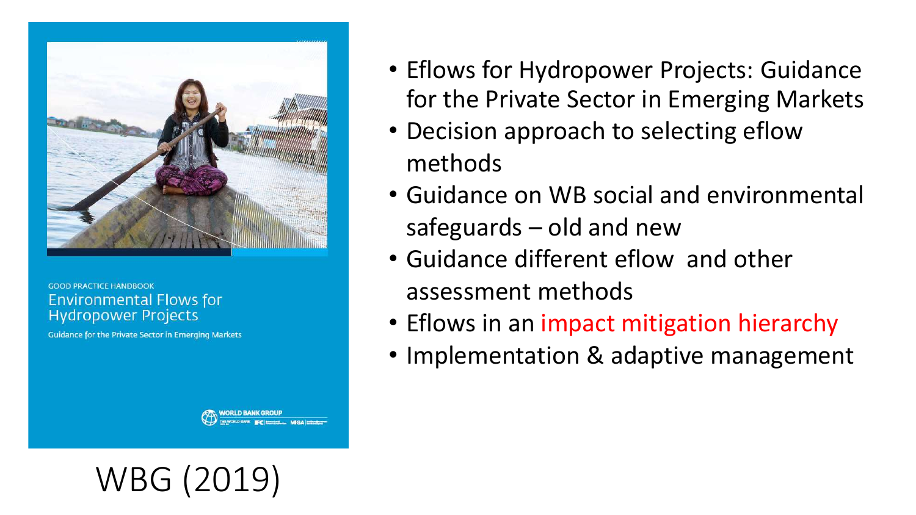GOOD PRACTICE HANDBOOK

Environmental Flows for Hydropower Projects

Guidance for the Private Sector in Emerging Markets

WORLD BANK GROUP

WBG (2019)

- Eflows for Hydropower Projects: Guidance for the Private Sector in Emerging Markets
- Decision approach to selecting eflow methods
- Guidance on WB social and environmental safeguards – old and new
- Guidance different eflow and other assessment methods
- Eflows in an impact mitigation hierarchy
- Implementation & adaptive management